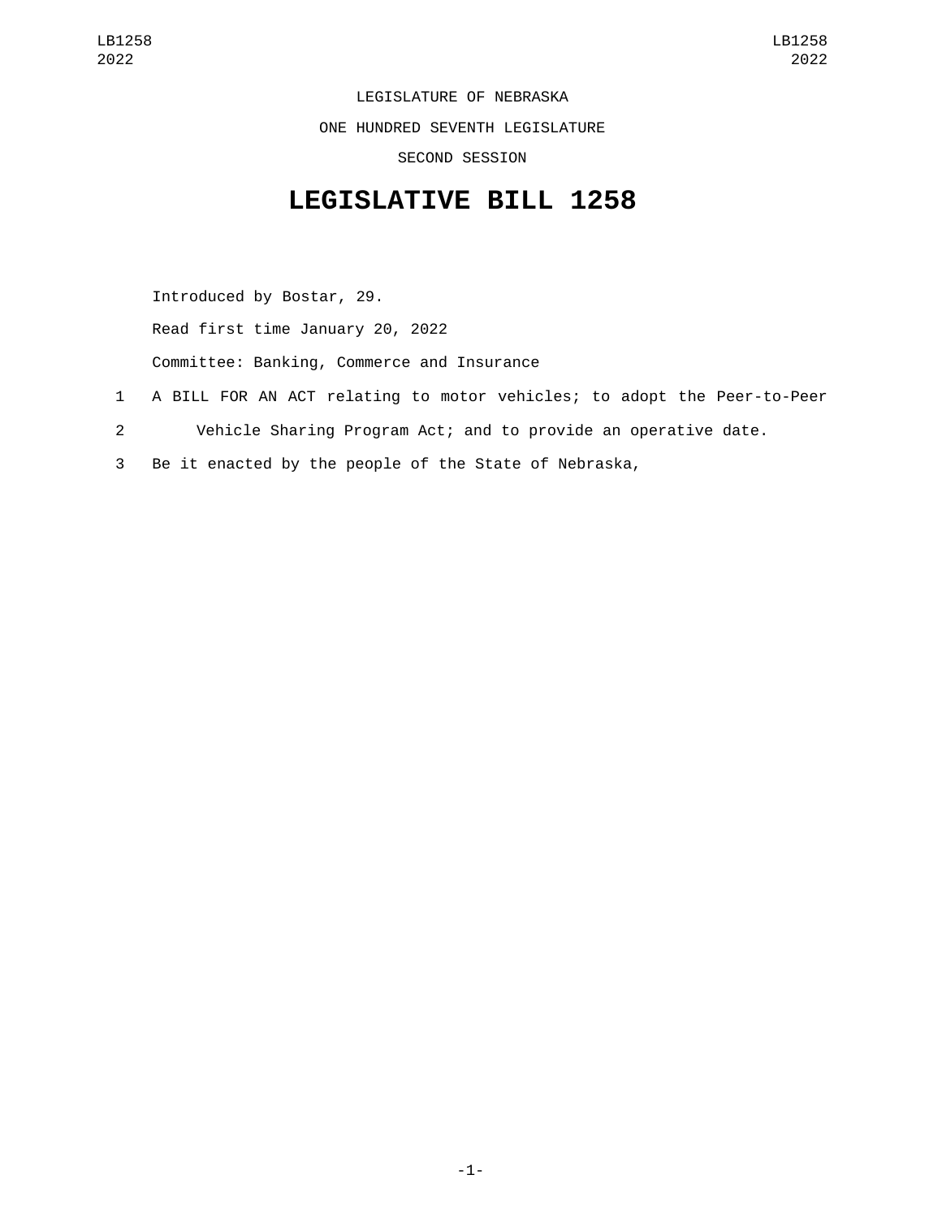LEGISLATURE OF NEBRASKA

ONE HUNDRED SEVENTH LEGISLATURE

SECOND SESSION

# LEGISLATIVE BILL 1258

Introduced by Bostar, 29.

Read first time January 20, 2022

Committee: Banking, Commerce and Insurance

1 A BILL FOR AN ACT relating to motor vehicles; to adopt the Peer-to-Peer
2 Vehicle Sharing Program Act; and to provide an operative date.
3 Be it enacted by the people of the State of Nebraska,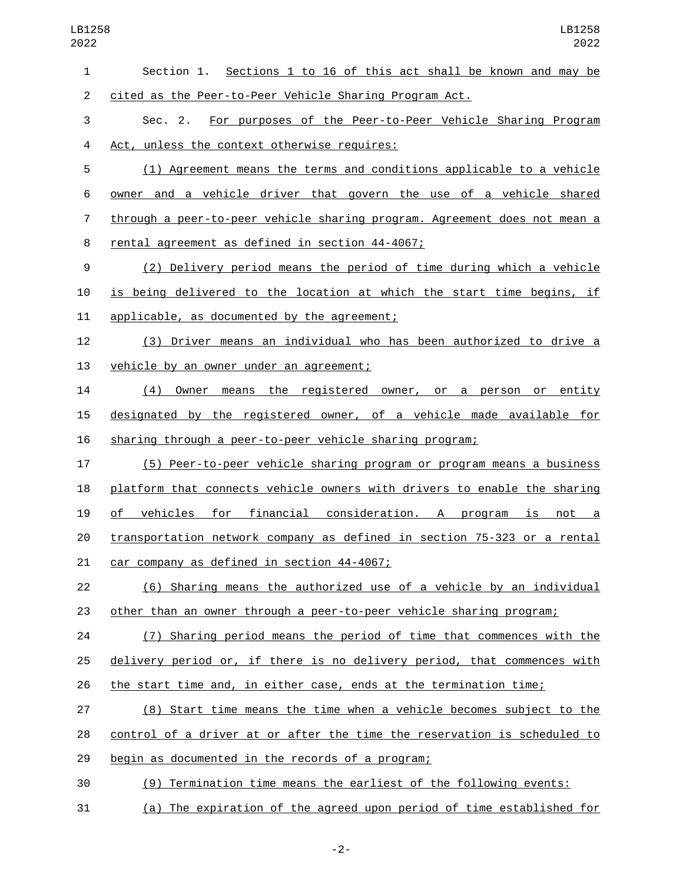Section 1. Sections 1 to 16 of this act shall be known and may be cited as the Peer-to-Peer Vehicle Sharing Program Act.

Sec. 2. For purposes of the Peer-to-Peer Vehicle Sharing Program Act, unless the context otherwise requires:

(1) Agreement means the terms and conditions applicable to a vehicle owner and a vehicle driver that govern the use of a vehicle shared through a peer-to-peer vehicle sharing program. Agreement does not mean a rental agreement as defined in section 44-4067;

(2) Delivery period means the period of time during which a vehicle is being delivered to the location at which the start time begins, if applicable, as documented by the agreement;

(3) Driver means an individual who has been authorized to drive a vehicle by an owner under an agreement;

(4) Owner means the registered owner, or a person or entity designated by the registered owner, of a vehicle made available for sharing through a peer-to-peer vehicle sharing program;

(5) Peer-to-peer vehicle sharing program or program means a business platform that connects vehicle owners with drivers to enable the sharing of vehicles for financial consideration. A program is not a transportation network company as defined in section 75-323 or a rental car company as defined in section 44-4067;

(6) Sharing means the authorized use of a vehicle by an individual other than an owner through a peer-to-peer vehicle sharing program;

(7) Sharing period means the period of time that commences with the delivery period or, if there is no delivery period, that commences with the start time and, in either case, ends at the termination time;

(8) Start time means the time when a vehicle becomes subject to the control of a driver at or after the time the reservation is scheduled to begin as documented in the records of a program;

(9) Termination time means the earliest of the following events:

(a) The expiration of the agreed upon period of time established for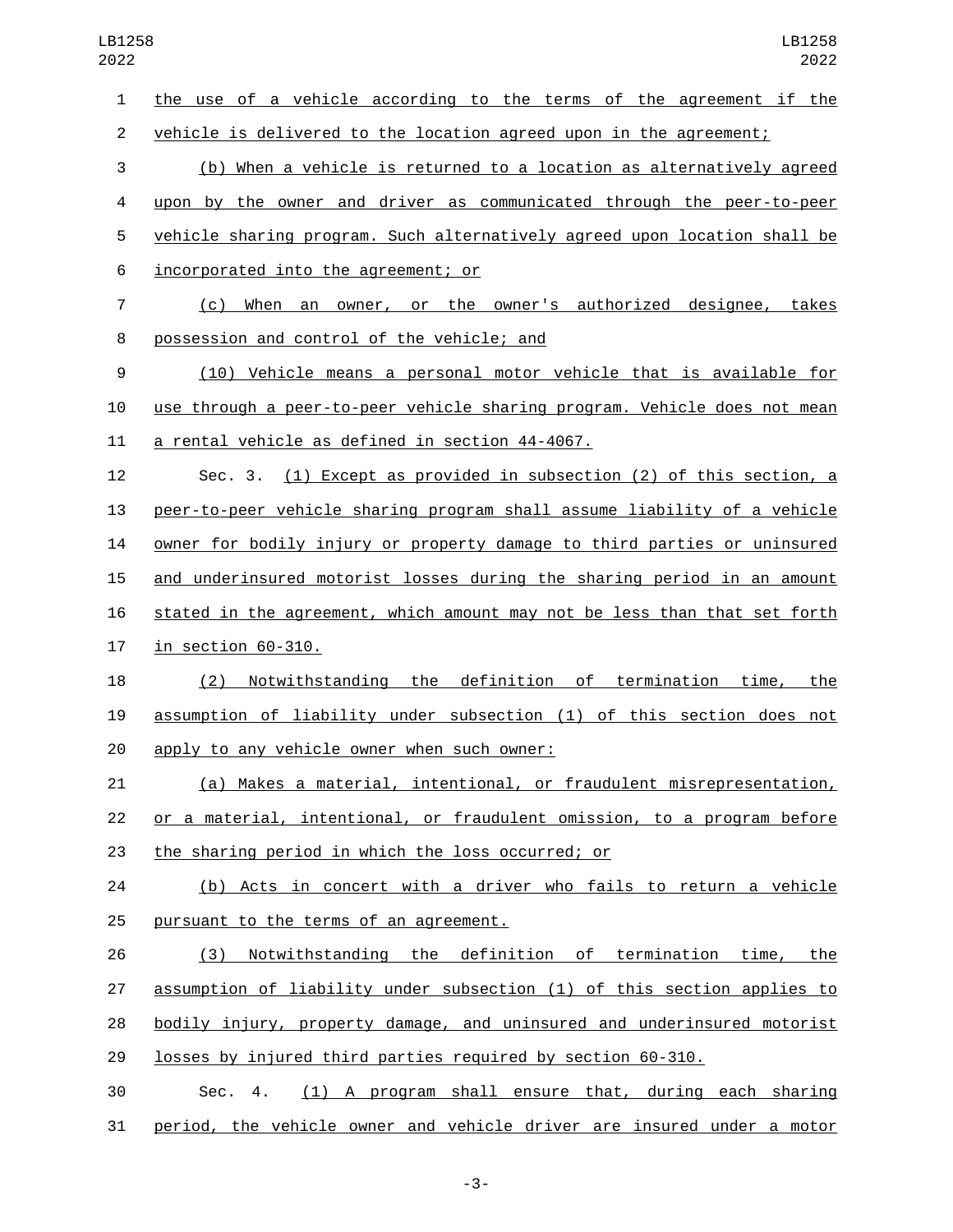the use of a vehicle according to the terms of the agreement if the vehicle is delivered to the location agreed upon in the agreement;

(b) When a vehicle is returned to a location as alternatively agreed upon by the owner and driver as communicated through the peer-to-peer vehicle sharing program. Such alternatively agreed upon location shall be incorporated into the agreement; or

(c) When an owner, or the owner's authorized designee, takes possession and control of the vehicle; and

(10) Vehicle means a personal motor vehicle that is available for use through a peer-to-peer vehicle sharing program. Vehicle does not mean a rental vehicle as defined in section 44-4067.

Sec. 3. (1) Except as provided in subsection (2) of this section, a peer-to-peer vehicle sharing program shall assume liability of a vehicle owner for bodily injury or property damage to third parties or uninsured and underinsured motorist losses during the sharing period in an amount stated in the agreement, which amount may not be less than that set forth in section 60-310.

(2) Notwithstanding the definition of termination time, the assumption of liability under subsection (1) of this section does not apply to any vehicle owner when such owner:

(a) Makes a material, intentional, or fraudulent misrepresentation, or a material, intentional, or fraudulent omission, to a program before the sharing period in which the loss occurred; or

(b) Acts in concert with a driver who fails to return a vehicle pursuant to the terms of an agreement.

(3) Notwithstanding the definition of termination time, the assumption of liability under subsection (1) of this section applies to bodily injury, property damage, and uninsured and underinsured motorist losses by injured third parties required by section 60-310.

Sec. 4. (1) A program shall ensure that, during each sharing period, the vehicle owner and vehicle driver are insured under a motor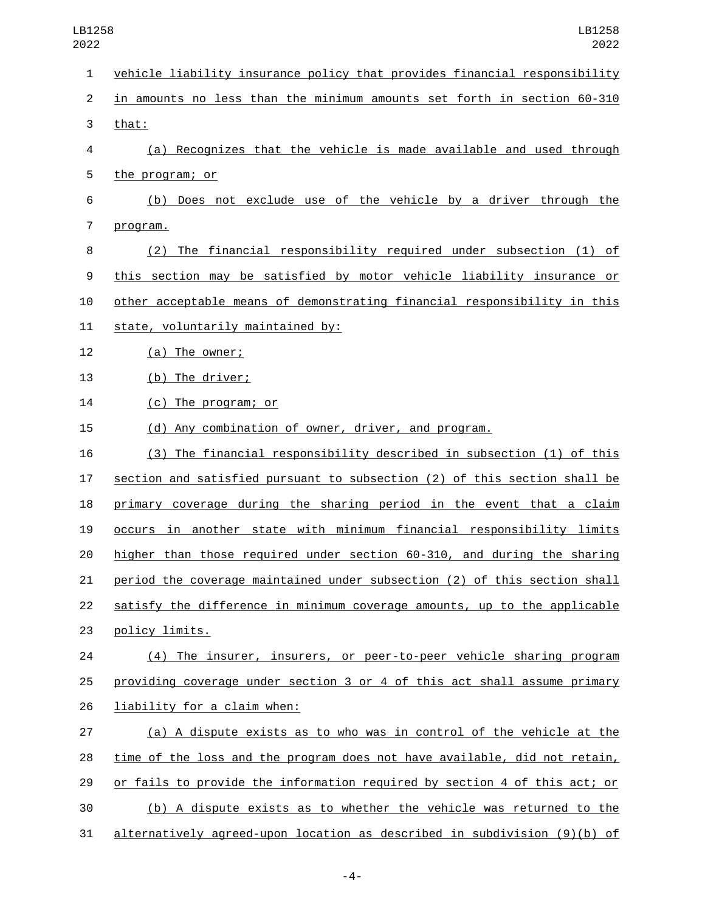vehicle liability insurance policy that provides financial responsibility in amounts no less than the minimum amounts set forth in section 60-310 that:

(a) Recognizes that the vehicle is made available and used through the program; or

(b) Does not exclude use of the vehicle by a driver through the program.

(2) The financial responsibility required under subsection (1) of this section may be satisfied by motor vehicle liability insurance or other acceptable means of demonstrating financial responsibility in this state, voluntarily maintained by:

(a) The owner;

(b) The driver;

(c) The program; or

(d) Any combination of owner, driver, and program.

(3) The financial responsibility described in subsection (1) of this section and satisfied pursuant to subsection (2) of this section shall be primary coverage during the sharing period in the event that a claim occurs in another state with minimum financial responsibility limits higher than those required under section 60-310, and during the sharing period the coverage maintained under subsection (2) of this section shall satisfy the difference in minimum coverage amounts, up to the applicable policy limits.

(4) The insurer, insurers, or peer-to-peer vehicle sharing program providing coverage under section 3 or 4 of this act shall assume primary liability for a claim when:

(a) A dispute exists as to who was in control of the vehicle at the time of the loss and the program does not have available, did not retain, or fails to provide the information required by section 4 of this act; or

(b) A dispute exists as to whether the vehicle was returned to the alternatively agreed-upon location as described in subdivision (9)(b) of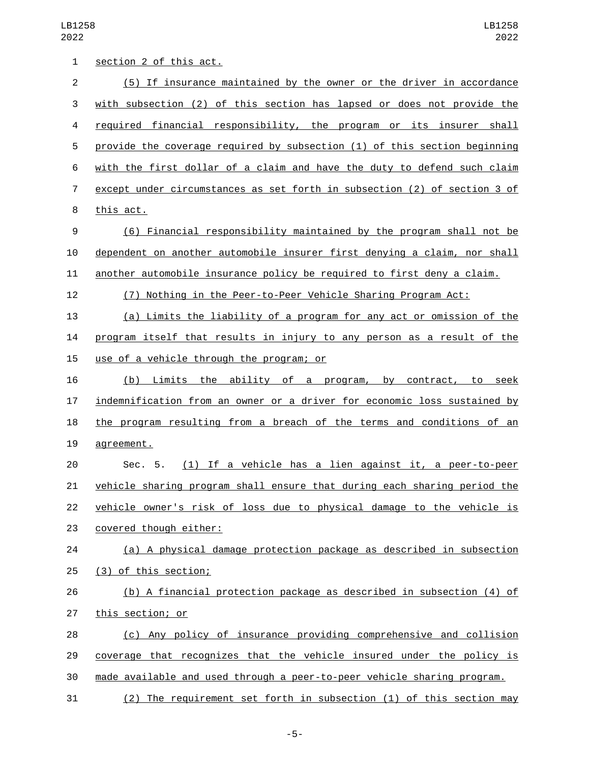section 2 of this act.

(5) If insurance maintained by the owner or the driver in accordance with subsection (2) of this section has lapsed or does not provide the required financial responsibility, the program or its insurer shall provide the coverage required by subsection (1) of this section beginning with the first dollar of a claim and have the duty to defend such claim except under circumstances as set forth in subsection (2) of section 3 of this act.

(6) Financial responsibility maintained by the program shall not be dependent on another automobile insurer first denying a claim, nor shall another automobile insurance policy be required to first deny a claim.

(7) Nothing in the Peer-to-Peer Vehicle Sharing Program Act:

(a) Limits the liability of a program for any act or omission of the program itself that results in injury to any person as a result of the use of a vehicle through the program; or

(b) Limits the ability of a program, by contract, to seek indemnification from an owner or a driver for economic loss sustained by the program resulting from a breach of the terms and conditions of an agreement.

Sec. 5. (1) If a vehicle has a lien against it, a peer-to-peer vehicle sharing program shall ensure that during each sharing period the vehicle owner's risk of loss due to physical damage to the vehicle is covered though either:

(a) A physical damage protection package as described in subsection (3) of this section;

(b) A financial protection package as described in subsection (4) of this section; or

(c) Any policy of insurance providing comprehensive and collision coverage that recognizes that the vehicle insured under the policy is made available and used through a peer-to-peer vehicle sharing program.

(2) The requirement set forth in subsection (1) of this section may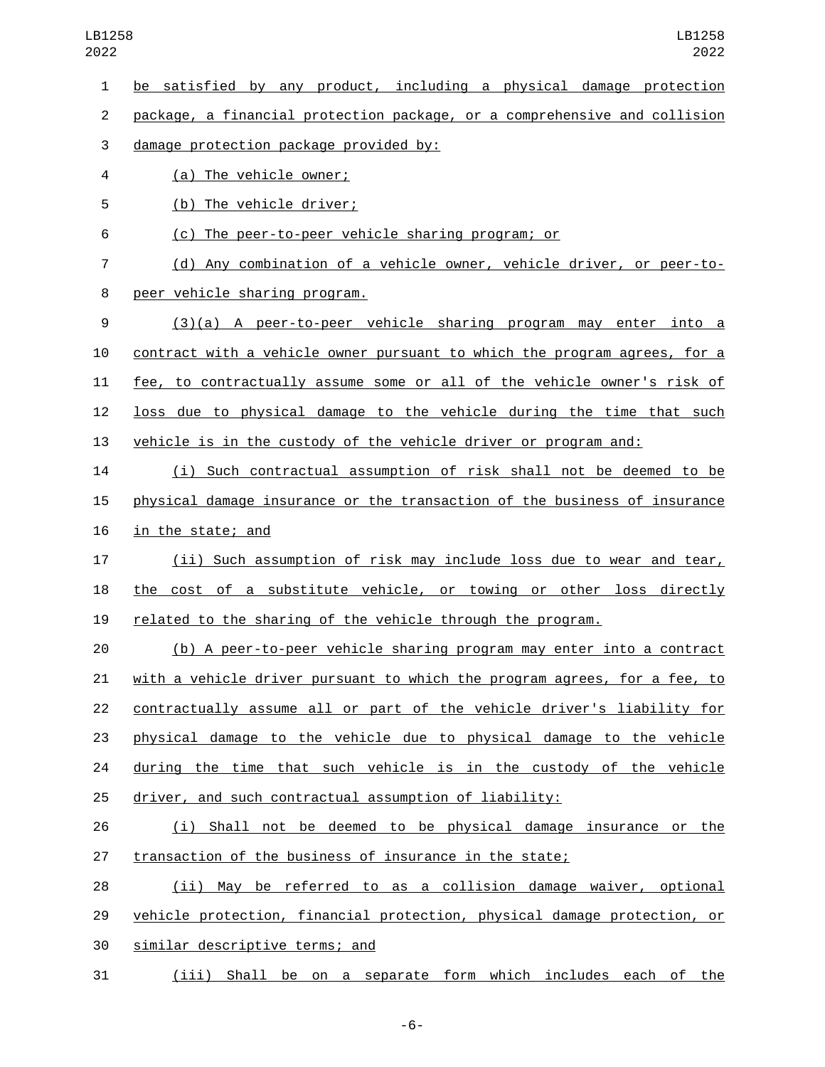be satisfied by any product, including a physical damage protection package, a financial protection package, or a comprehensive and collision damage protection package provided by:

(a) The vehicle owner;

(b) The vehicle driver;

(c) The peer-to-peer vehicle sharing program; or

(d) Any combination of a vehicle owner, vehicle driver, or peer-to-peer vehicle sharing program.

(3)(a) A peer-to-peer vehicle sharing program may enter into a contract with a vehicle owner pursuant to which the program agrees, for a fee, to contractually assume some or all of the vehicle owner's risk of loss due to physical damage to the vehicle during the time that such vehicle is in the custody of the vehicle driver or program and:

(i) Such contractual assumption of risk shall not be deemed to be physical damage insurance or the transaction of the business of insurance in the state; and

(ii) Such assumption of risk may include loss due to wear and tear, the cost of a substitute vehicle, or towing or other loss directly related to the sharing of the vehicle through the program.

(b) A peer-to-peer vehicle sharing program may enter into a contract with a vehicle driver pursuant to which the program agrees, for a fee, to contractually assume all or part of the vehicle driver's liability for physical damage to the vehicle due to physical damage to the vehicle during the time that such vehicle is in the custody of the vehicle driver, and such contractual assumption of liability:

(i) Shall not be deemed to be physical damage insurance or the transaction of the business of insurance in the state;

(ii) May be referred to as a collision damage waiver, optional vehicle protection, financial protection, physical damage protection, or similar descriptive terms; and

(iii) Shall be on a separate form which includes each of the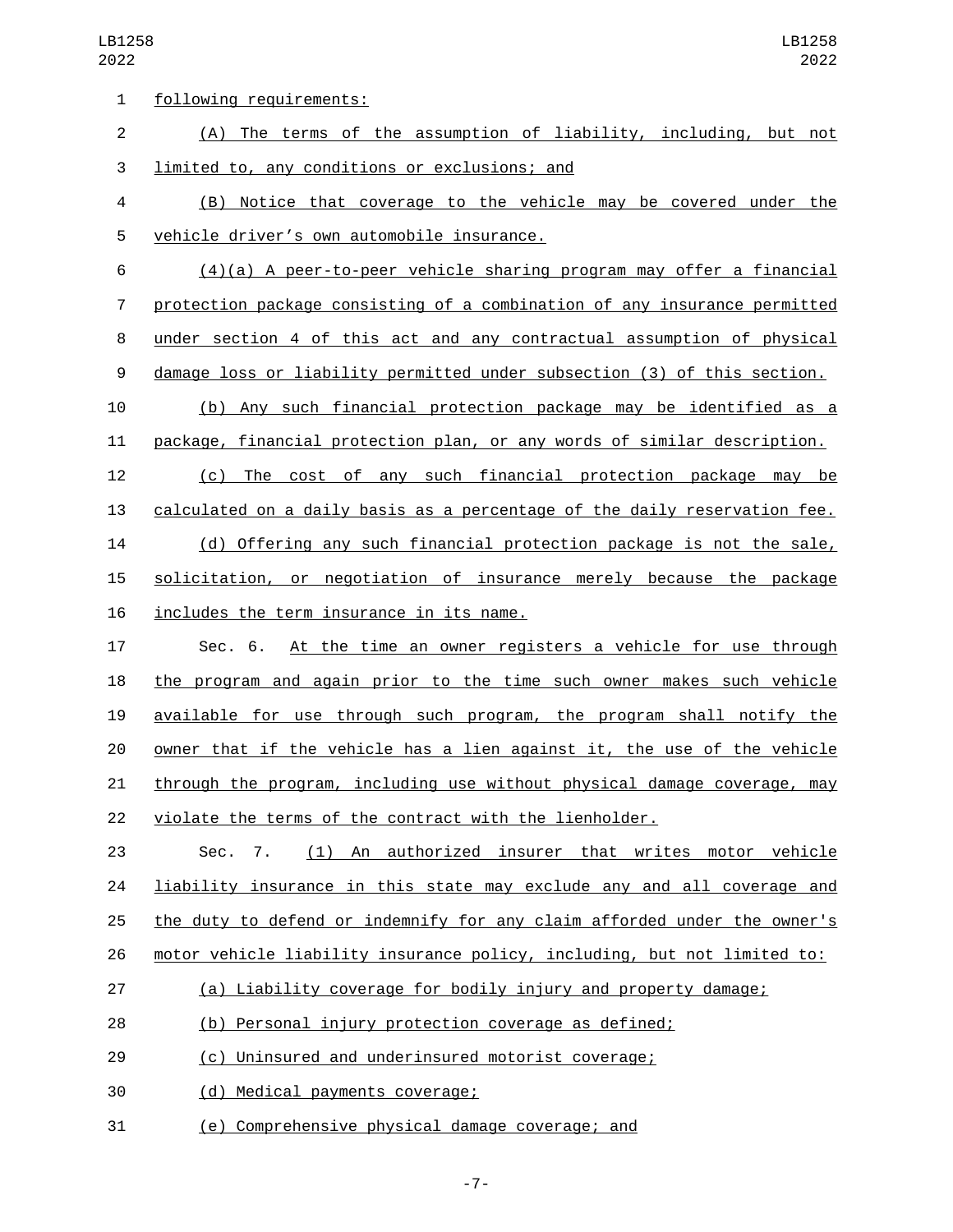following requirements:

(A) The terms of the assumption of liability, including, but not limited to, any conditions or exclusions; and

(B) Notice that coverage to the vehicle may be covered under the vehicle driver's own automobile insurance.

(4)(a) A peer-to-peer vehicle sharing program may offer a financial protection package consisting of a combination of any insurance permitted under section 4 of this act and any contractual assumption of physical damage loss or liability permitted under subsection (3) of this section.

(b) Any such financial protection package may be identified as a package, financial protection plan, or any words of similar description.

(c) The cost of any such financial protection package may be calculated on a daily basis as a percentage of the daily reservation fee.

(d) Offering any such financial protection package is not the sale, solicitation, or negotiation of insurance merely because the package includes the term insurance in its name.

Sec. 6. At the time an owner registers a vehicle for use through the program and again prior to the time such owner makes such vehicle available for use through such program, the program shall notify the owner that if the vehicle has a lien against it, the use of the vehicle through the program, including use without physical damage coverage, may violate the terms of the contract with the lienholder.

Sec. 7. (1) An authorized insurer that writes motor vehicle liability insurance in this state may exclude any and all coverage and the duty to defend or indemnify for any claim afforded under the owner's motor vehicle liability insurance policy, including, but not limited to:

(a) Liability coverage for bodily injury and property damage;

(b) Personal injury protection coverage as defined;

(c) Uninsured and underinsured motorist coverage;

(d) Medical payments coverage;

(e) Comprehensive physical damage coverage; and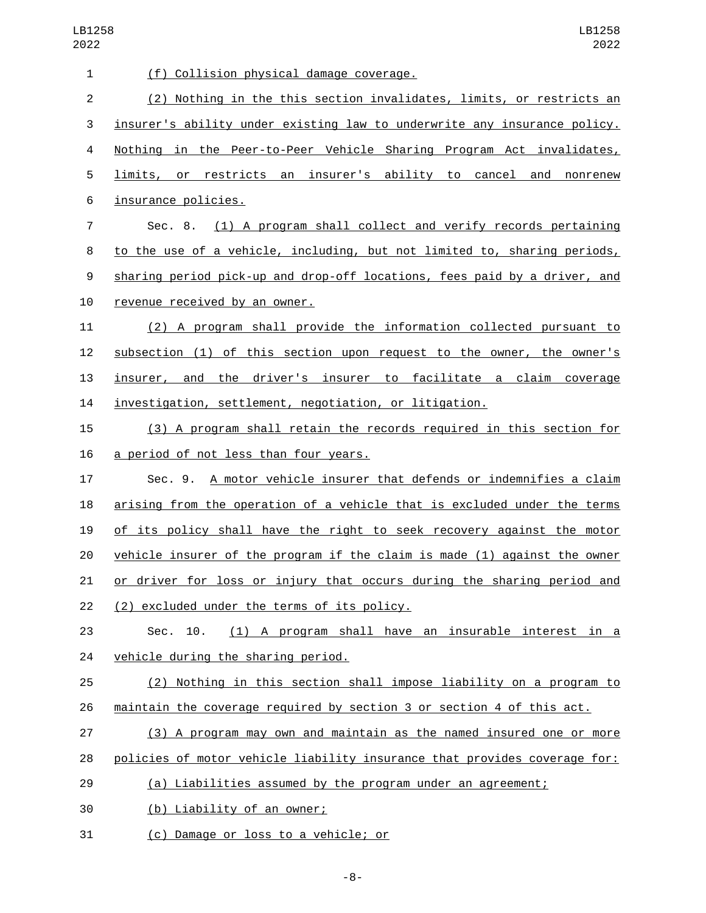(f) Collision physical damage coverage.

(2) Nothing in the this section invalidates, limits, or restricts an insurer's ability under existing law to underwrite any insurance policy. Nothing in the Peer-to-Peer Vehicle Sharing Program Act invalidates, limits, or restricts an insurer's ability to cancel and nonrenew insurance policies.

Sec. 8. (1) A program shall collect and verify records pertaining to the use of a vehicle, including, but not limited to, sharing periods, sharing period pick-up and drop-off locations, fees paid by a driver, and revenue received by an owner.

(2) A program shall provide the information collected pursuant to subsection (1) of this section upon request to the owner, the owner's insurer, and the driver's insurer to facilitate a claim coverage investigation, settlement, negotiation, or litigation.

(3) A program shall retain the records required in this section for a period of not less than four years.

Sec. 9. A motor vehicle insurer that defends or indemnifies a claim arising from the operation of a vehicle that is excluded under the terms of its policy shall have the right to seek recovery against the motor vehicle insurer of the program if the claim is made (1) against the owner or driver for loss or injury that occurs during the sharing period and (2) excluded under the terms of its policy.

Sec. 10. (1) A program shall have an insurable interest in a vehicle during the sharing period.

(2) Nothing in this section shall impose liability on a program to maintain the coverage required by section 3 or section 4 of this act.

(3) A program may own and maintain as the named insured one or more policies of motor vehicle liability insurance that provides coverage for:

(a) Liabilities assumed by the program under an agreement;

(b) Liability of an owner;

(c) Damage or loss to a vehicle; or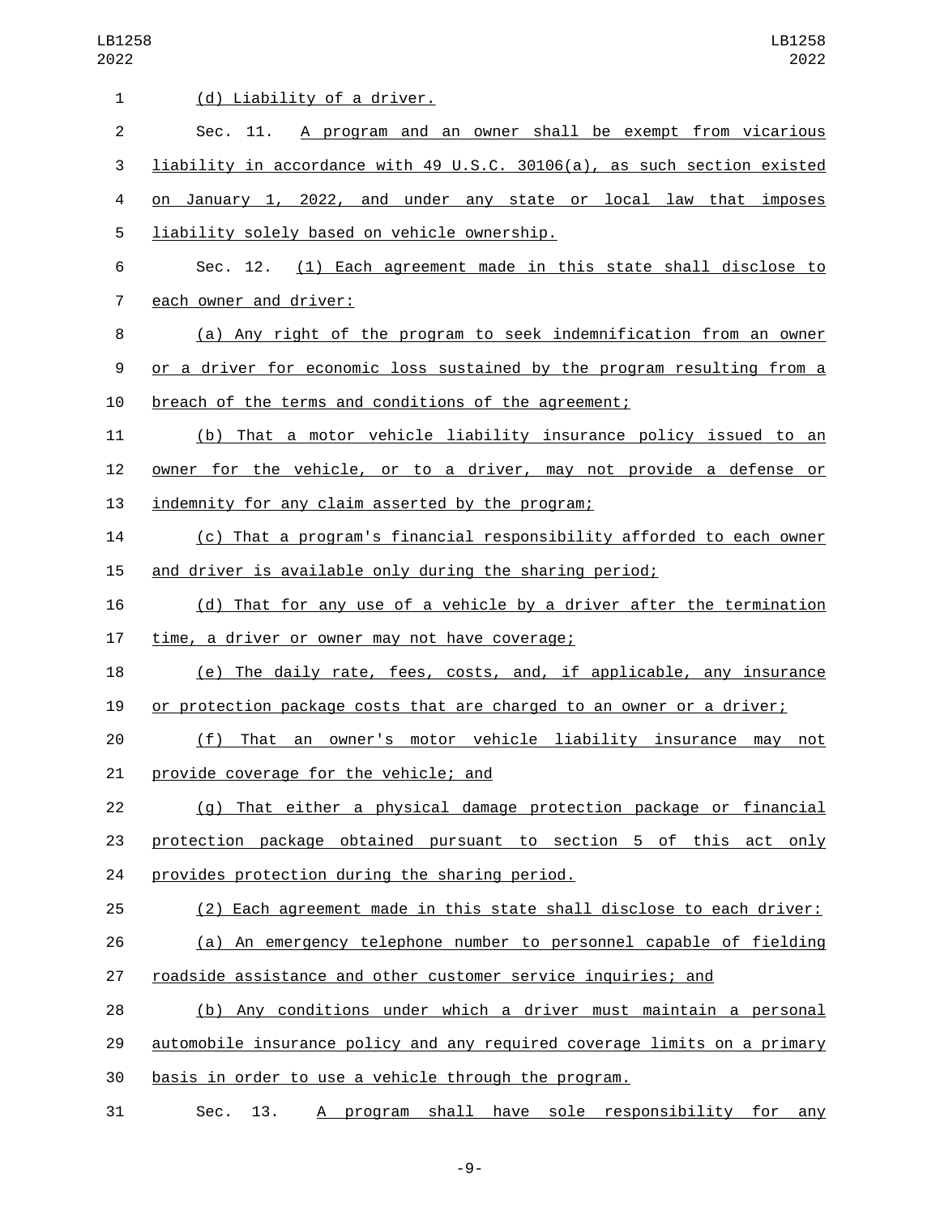(d) Liability of a driver.

Sec. 11. A program and an owner shall be exempt from vicarious liability in accordance with 49 U.S.C. 30106(a), as such section existed on January 1, 2022, and under any state or local law that imposes liability solely based on vehicle ownership.

Sec. 12. (1) Each agreement made in this state shall disclose to each owner and driver:

(a) Any right of the program to seek indemnification from an owner or a driver for economic loss sustained by the program resulting from a breach of the terms and conditions of the agreement;

(b) That a motor vehicle liability insurance policy issued to an owner for the vehicle, or to a driver, may not provide a defense or indemnity for any claim asserted by the program;

(c) That a program's financial responsibility afforded to each owner and driver is available only during the sharing period;

(d) That for any use of a vehicle by a driver after the termination time, a driver or owner may not have coverage;

(e) The daily rate, fees, costs, and, if applicable, any insurance or protection package costs that are charged to an owner or a driver;

(f) That an owner's motor vehicle liability insurance may not provide coverage for the vehicle; and

(g) That either a physical damage protection package or financial protection package obtained pursuant to section 5 of this act only provides protection during the sharing period.

(2) Each agreement made in this state shall disclose to each driver:

(a) An emergency telephone number to personnel capable of fielding roadside assistance and other customer service inquiries; and

(b) Any conditions under which a driver must maintain a personal automobile insurance policy and any required coverage limits on a primary basis in order to use a vehicle through the program.

Sec. 13. A program shall have sole responsibility for any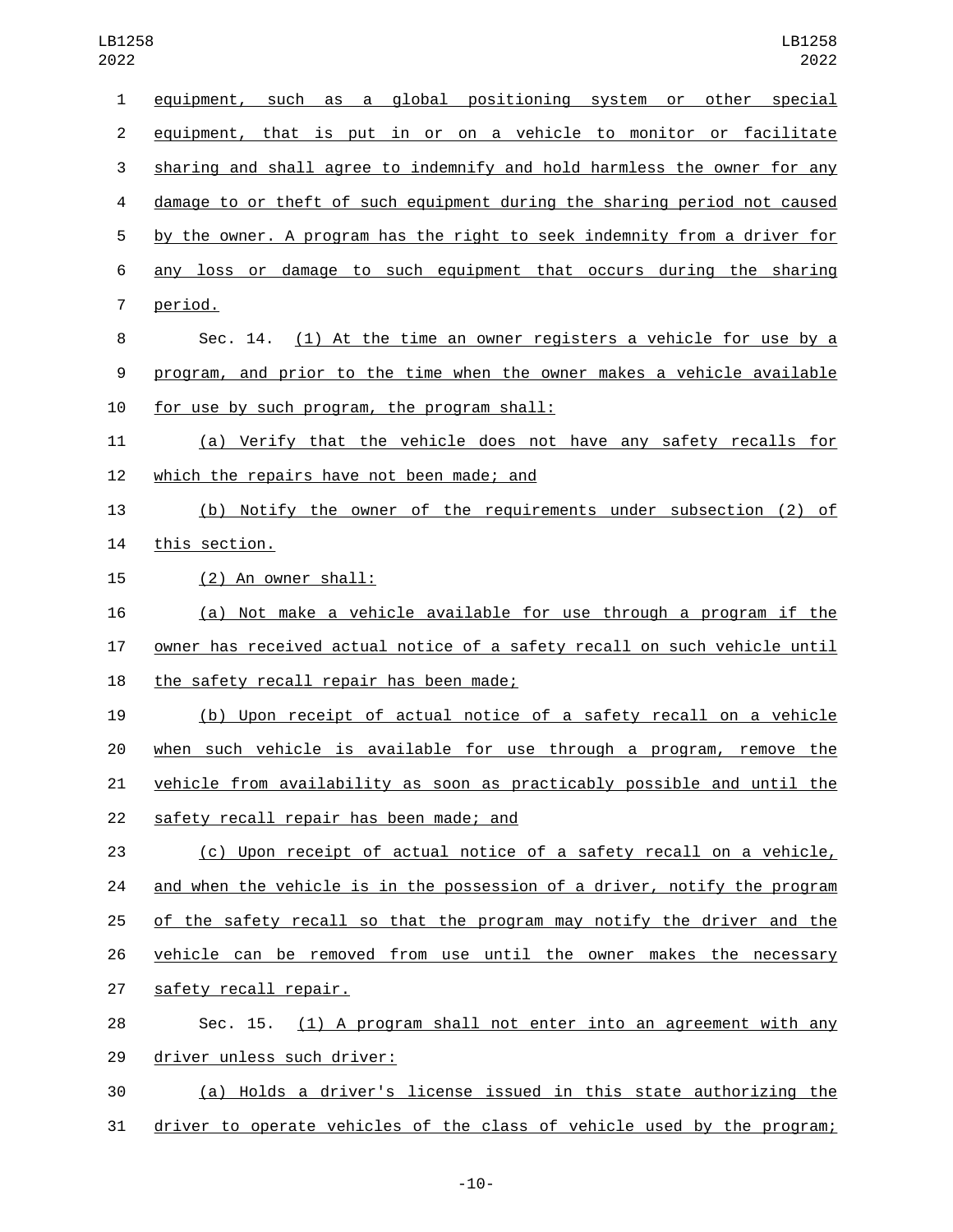equipment, such as a global positioning system or other special equipment, that is put in or on a vehicle to monitor or facilitate sharing and shall agree to indemnify and hold harmless the owner for any damage to or theft of such equipment during the sharing period not caused by the owner. A program has the right to seek indemnity from a driver for any loss or damage to such equipment that occurs during the sharing period.

Sec. 14. (1) At the time an owner registers a vehicle for use by a program, and prior to the time when the owner makes a vehicle available for use by such program, the program shall:

(a) Verify that the vehicle does not have any safety recalls for which the repairs have not been made; and

(b) Notify the owner of the requirements under subsection (2) of this section.

(2) An owner shall:

(a) Not make a vehicle available for use through a program if the owner has received actual notice of a safety recall on such vehicle until the safety recall repair has been made;

(b) Upon receipt of actual notice of a safety recall on a vehicle when such vehicle is available for use through a program, remove the vehicle from availability as soon as practicably possible and until the safety recall repair has been made; and

(c) Upon receipt of actual notice of a safety recall on a vehicle, and when the vehicle is in the possession of a driver, notify the program of the safety recall so that the program may notify the driver and the vehicle can be removed from use until the owner makes the necessary safety recall repair.

Sec. 15. (1) A program shall not enter into an agreement with any driver unless such driver:

(a) Holds a driver's license issued in this state authorizing the driver to operate vehicles of the class of vehicle used by the program;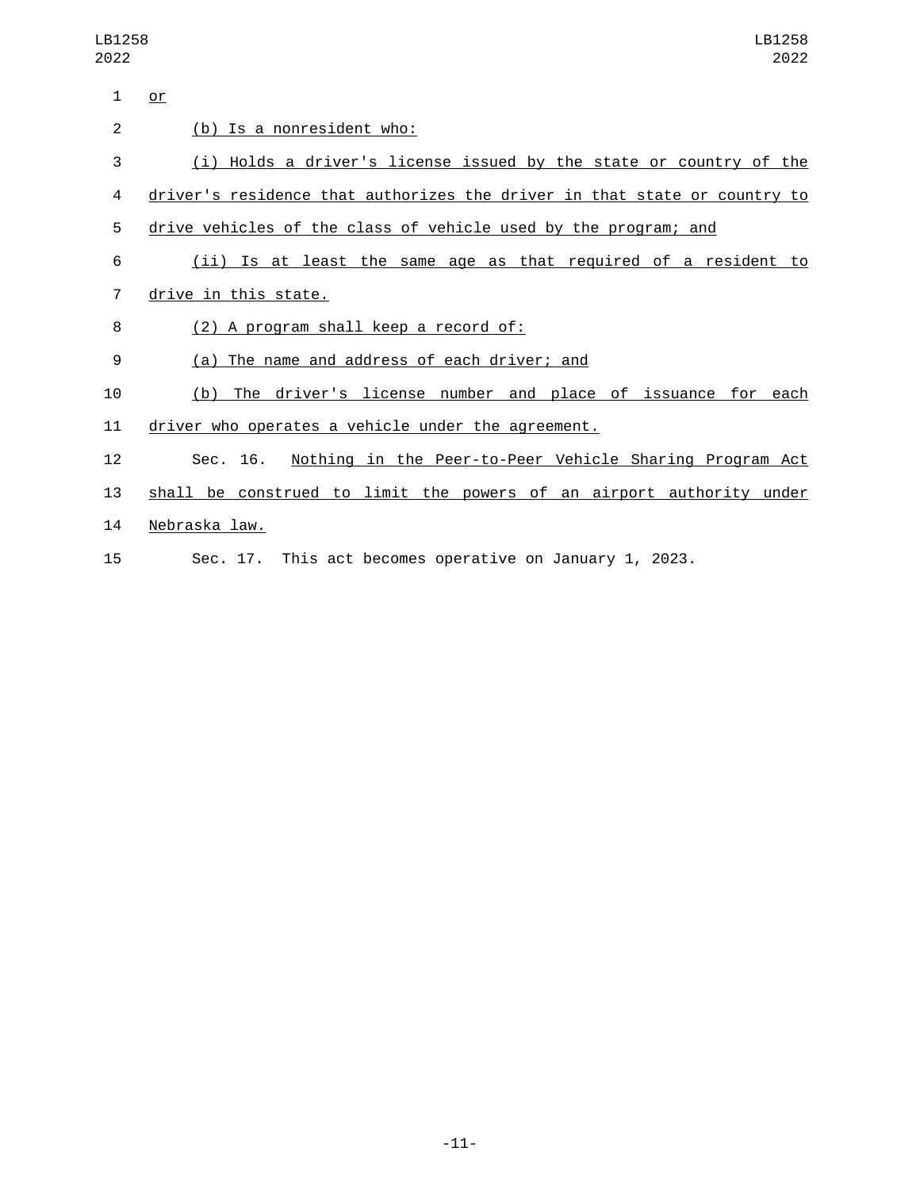or

(b) Is a nonresident who:

(i) Holds a driver's license issued by the state or country of the driver's residence that authorizes the driver in that state or country to drive vehicles of the class of vehicle used by the program; and

(ii) Is at least the same age as that required of a resident to drive in this state.

(2) A program shall keep a record of:

(a) The name and address of each driver; and

(b) The driver's license number and place of issuance for each driver who operates a vehicle under the agreement.

Sec. 16. Nothing in the Peer-to-Peer Vehicle Sharing Program Act shall be construed to limit the powers of an airport authority under Nebraska law.

Sec. 17. This act becomes operative on January 1, 2023.